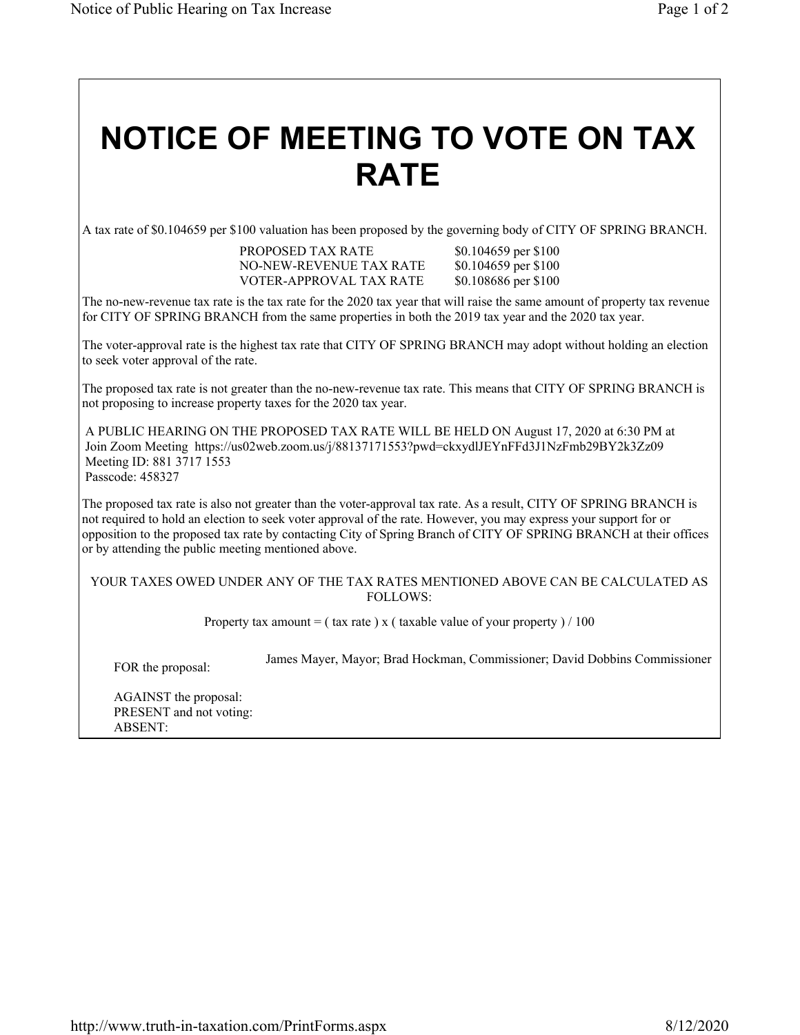# NOTICE OF MEETING TO VOTE ON TAX RATE

A tax rate of $0.104659 per $100 valuation has been proposed by the governing body of CITY OF SPRING BRANCH.

| | |
|---|---|
| PROPOSED TAX RATE | $0.104659 per $100 |
| NO-NEW-REVENUE TAX RATE | $0.104659 per $100 |
| VOTER-APPROVAL TAX RATE | $0.108686 per $100 |

The no-new-revenue tax rate is the tax rate for the 2020 tax year that will raise the same amount of property tax revenue for CITY OF SPRING BRANCH from the same properties in both the 2019 tax year and the 2020 tax year.

The voter-approval rate is the highest tax rate that CITY OF SPRING BRANCH may adopt without holding an election to seek voter approval of the rate.

The proposed tax rate is not greater than the no-new-revenue tax rate. This means that CITY OF SPRING BRANCH is not proposing to increase property taxes for the 2020 tax year.

A PUBLIC HEARING ON THE PROPOSED TAX RATE WILL BE HELD ON August 17, 2020 at 6:30 PM at
Join Zoom Meeting https://us02web.zoom.us/j/88137171553?pwd=ckxydlJEYnFFd3J1NzFmb29BY2k3Zz09
Meeting ID: 881 3717 1553
Passcode: 458327

The proposed tax rate is also not greater than the voter-approval tax rate. As a result, CITY OF SPRING BRANCH is not required to hold an election to seek voter approval of the rate. However, you may express your support for or opposition to the proposed tax rate by contacting City of Spring Branch of CITY OF SPRING BRANCH at their offices or by attending the public meeting mentioned above.

YOUR TAXES OWED UNDER ANY OF THE TAX RATES MENTIONED ABOVE CAN BE CALCULATED AS FOLLOWS:

Property tax amount = ( tax rate ) x ( taxable value of your property ) / 100

| | |
|---|---|
| FOR the proposal: | James Mayer, Mayor; Brad Hockman, Commissioner; David Dobbins Commissioner |
| AGAINST the proposal: | |
| PRESENT and not voting: | |
| ABSENT: | |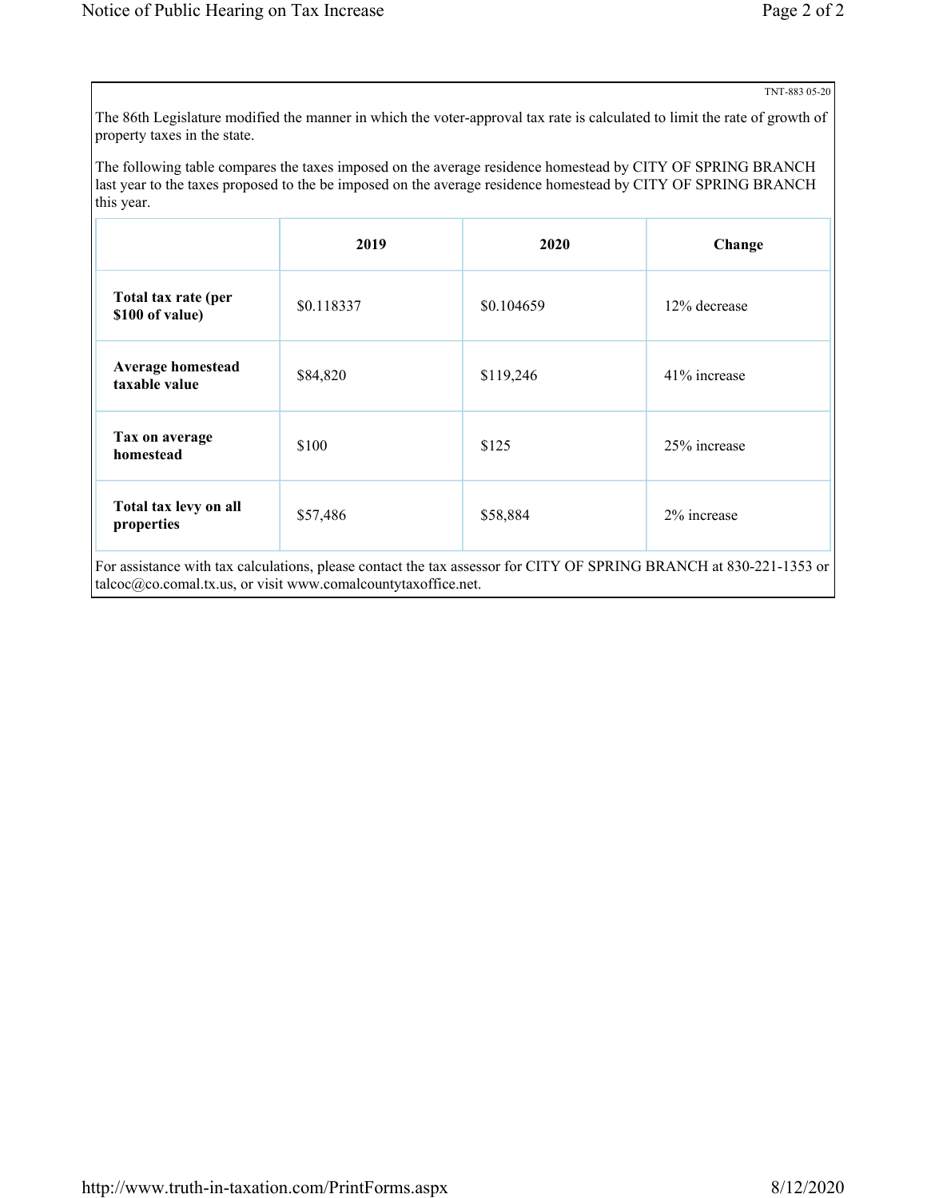TNT-883 05-20

The 86th Legislature modified the manner in which the voter-approval tax rate is calculated to limit the rate of growth of property taxes in the state.

The following table compares the taxes imposed on the average residence homestead by CITY OF SPRING BRANCH last year to the taxes proposed to the be imposed on the average residence homestead by CITY OF SPRING BRANCH this year.

| | 2019 | 2020 | Change |
|---|---|---|---|
| **Total tax rate (per $100 of value)** | $0.118337 | $0.104659 | 12% decrease |
| **Average homestead taxable value** | $84,820 | $119,246 | 41% increase |
| **Tax on average homestead** | $100 | $125 | 25% increase |
| **Total tax levy on all properties** | $57,486 | $58,884 | 2% increase |

For assistance with tax calculations, please contact the tax assessor for CITY OF SPRING BRANCH at 830-221-1353 or talcoc@co.comal.tx.us, or visit www.comalcountytaxoffice.net.